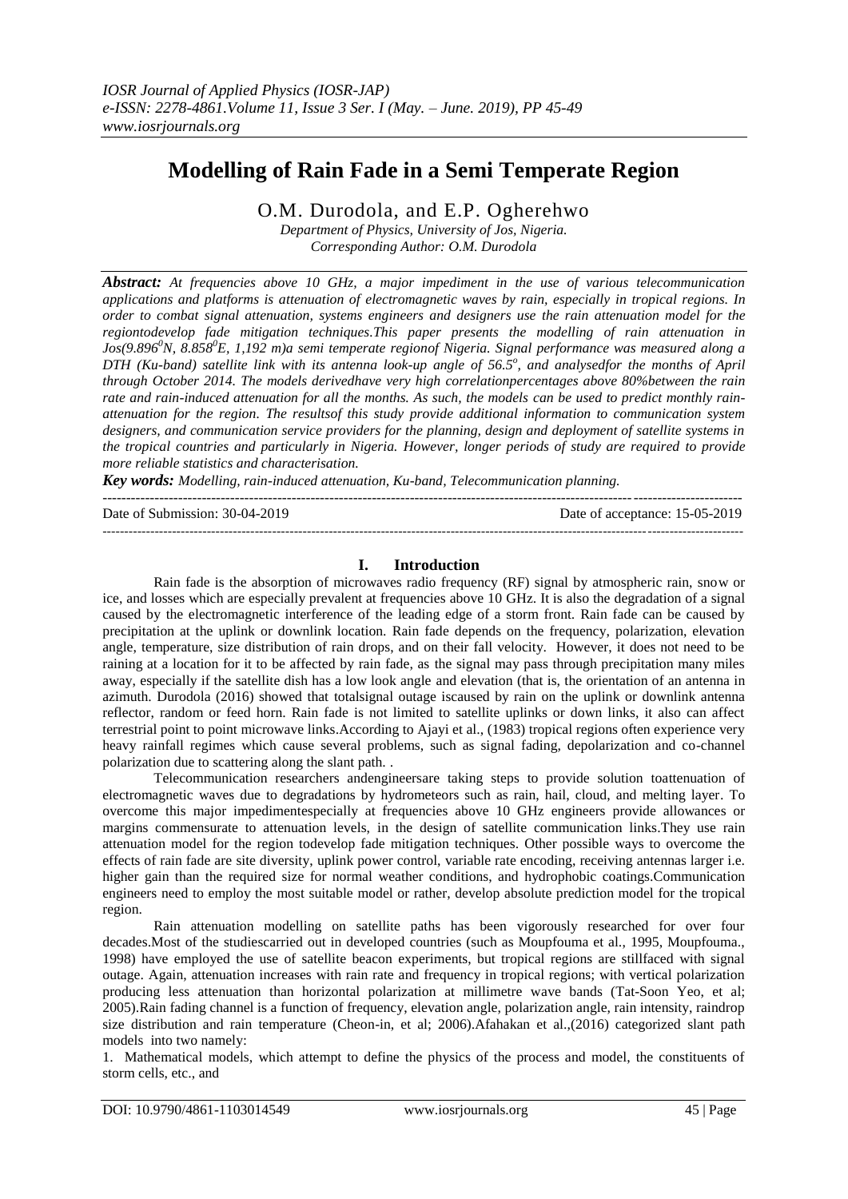# Modelling of Rain Fade in a Semi Temperate Region

O.M. Durodola, and E.P. Ogherehwo

*Department of Physics, University of Jos, Nigeria.*
*Corresponding Author: O.M. Durodola*

***Abstract:*** *At frequencies above 10 GHz, a major impediment in the use of various telecommunication applications and platforms is attenuation of electromagnetic waves by rain, especially in tropical regions. In order to combat signal attenuation, systems engineers and designers use the rain attenuation model for the regiontodevelop fade mitigation techniques.This paper presents the modelling of rain attenuation in Jos(9.896$^0$N, 8.858$^0$E, 1,192 m)a semi temperate regionof Nigeria. Signal performance was measured along a DTH (Ku-band) satellite link with its antenna look-up angle of 56.5$^o$, and analysedfor the months of April through October 2014. The models derivedhave very high correlationpercentages above 80%between the rain rate and rain-induced attenuation for all the months. As such, the models can be used to predict monthly rain-attenuation for the region. The resultsof this study provide additional information to communication system designers, and communication service providers for the planning, design and deployment of satellite systems in the tropical countries and particularly in Nigeria. However, longer periods of study are required to provide more reliable statistics and characterisation.*

***Key words:*** *Modelling, rain-induced attenuation, Ku-band, Telecommunication planning.*

---

Date of Submission: 30-04-2019 Date of acceptance: 15-05-2019

---

## I. Introduction

Rain fade is the absorption of microwaves radio frequency (RF) signal by atmospheric rain, snow or ice, and losses which are especially prevalent at frequencies above 10 GHz. It is also the degradation of a signal caused by the electromagnetic interference of the leading edge of a storm front. Rain fade can be caused by precipitation at the uplink or downlink location. Rain fade depends on the frequency, polarization, elevation angle, temperature, size distribution of rain drops, and on their fall velocity. However, it does not need to be raining at a location for it to be affected by rain fade, as the signal may pass through precipitation many miles away, especially if the satellite dish has a low look angle and elevation (that is, the orientation of an antenna in azimuth. Durodola (2016) showed that totalsignal outage iscaused by rain on the uplink or downlink antenna reflector, random or feed horn. Rain fade is not limited to satellite uplinks or down links, it also can affect terrestrial point to point microwave links.According to Ajayi et al., (1983) tropical regions often experience very heavy rainfall regimes which cause several problems, such as signal fading, depolarization and co-channel polarization due to scattering along the slant path. .

Telecommunication researchers andengineersare taking steps to provide solution toattenuation of electromagnetic waves due to degradations by hydrometeors such as rain, hail, cloud, and melting layer. To overcome this major impedimentespecially at frequencies above 10 GHz engineers provide allowances or margins commensurate to attenuation levels, in the design of satellite communication links.They use rain attenuation model for the region todevelop fade mitigation techniques. Other possible ways to overcome the effects of rain fade are site diversity, uplink power control, variable rate encoding, receiving antennas larger i.e. higher gain than the required size for normal weather conditions, and hydrophobic coatings.Communication engineers need to employ the most suitable model or rather, develop absolute prediction model for the tropical region.

Rain attenuation modelling on satellite paths has been vigorously researched for over four decades.Most of the studiescarried out in developed countries (such as Moupfouma et al., 1995, Moupfouma., 1998) have employed the use of satellite beacon experiments, but tropical regions are stillfaced with signal outage. Again, attenuation increases with rain rate and frequency in tropical regions; with vertical polarization producing less attenuation than horizontal polarization at millimetre wave bands (Tat-Soon Yeo, et al; 2005).Rain fading channel is a function of frequency, elevation angle, polarization angle, rain intensity, raindrop size distribution and rain temperature (Cheon-in, et al; 2006).Afahakan et al.,(2016) categorized slant path models into two namely:

1. Mathematical models, which attempt to define the physics of the process and model, the constituents of storm cells, etc., and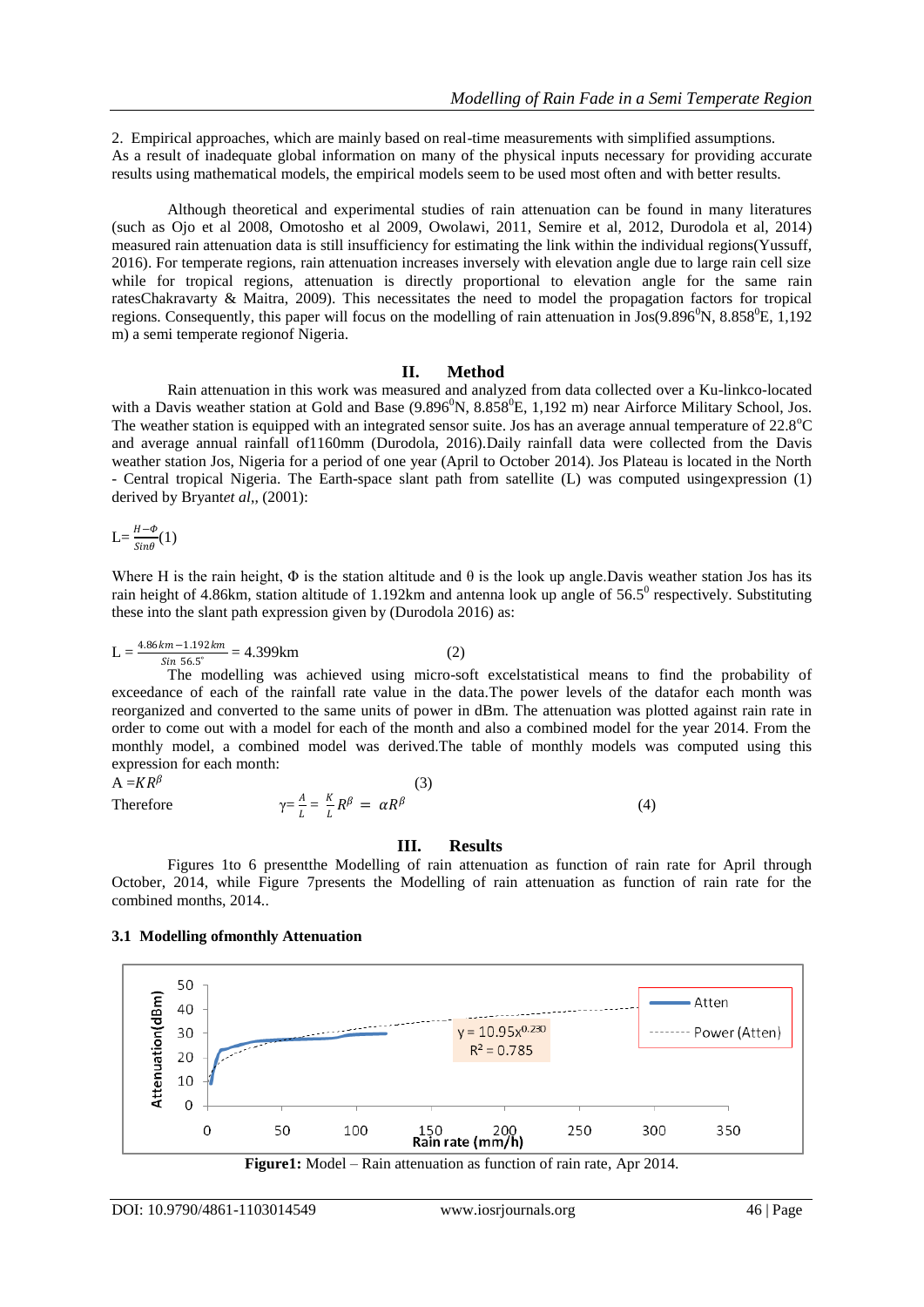2. Empirical approaches, which are mainly based on real-time measurements with simplified assumptions. As a result of inadequate global information on many of the physical inputs necessary for providing accurate results using mathematical models, the empirical models seem to be used most often and with better results.

Although theoretical and experimental studies of rain attenuation can be found in many literatures (such as Ojo et al 2008, Omotosho et al 2009, Owolawi, 2011, Semire et al, 2012, Durodola et al, 2014) measured rain attenuation data is still insufficiency for estimating the link within the individual regions(Yussuff, 2016). For temperate regions, rain attenuation increases inversely with elevation angle due to large rain cell size while for tropical regions, attenuation is directly proportional to elevation angle for the same rain ratesChakravarty & Maitra, 2009). This necessitates the need to model the propagation factors for tropical regions. Consequently, this paper will focus on the modelling of rain attenuation in Jos($9.896^0$N, $8.858^0$E, 1,192 m) a semi temperate regionof Nigeria.

## II. Method

Rain attenuation in this work was measured and analyzed from data collected over a Ku-linkco-located with a Davis weather station at Gold and Base ($9.896^0$N, $8.858^0$E, 1,192 m) near Airforce Military School, Jos. The weather station is equipped with an integrated sensor suite. Jos has an average annual temperature of 22.8$^o$C and average annual rainfall of1160mm (Durodola, 2016).Daily rainfall data were collected from the Davis weather station Jos, Nigeria for a period of one year (April to October 2014). Jos Plateau is located in the North - Central tropical Nigeria. The Earth-space slant path from satellite (L) was computed usingexpression (1) derived by Bryant*et al*,, (2001):

$$L=\frac{H-\Phi}{Sin\theta} \quad (1)$$

Where H is the rain height, Φ is the station altitude and θ is the look up angle.Davis weather station Jos has its rain height of 4.86km, station altitude of 1.192km and antenna look up angle of 56.5$^0$ respectively. Substituting these into the slant path expression given by (Durodola 2016) as:

$$L = \frac{4.86\,km - 1.192\,km}{Sin\ 56.5^{\circ}} = 4.399\text{km} \quad (2)$$

The modelling was achieved using micro-soft excelstatistical means to find the probability of exceedance of each of the rainfall rate value in the data.The power levels of the datafor each month was reorganized and converted to the same units of power in dBm. The attenuation was plotted against rain rate in order to come out with a model for each of the month and also a combined model for the year 2014. From the monthly model, a combined model was derived.The table of monthly models was computed using this expression for each month:

$$A = KR^{\beta} \quad (3)$$

Therefore $$\gamma=\frac{A}{L}=\frac{K}{L}R^{\beta} = \alpha R^{\beta} \quad (4)$$

## III. Results

Figures 1to 6 presentthe Modelling of rain attenuation as function of rain rate for April through October, 2014, while Figure 7presents the Modelling of rain attenuation as function of rain rate for the combined months, 2014..

### 3.1 Modelling ofmonthly Attenuation

Attenuation(dBm)
50
40
30
20
10
0
0 50 100 150 200 250 300 350
Rain rate (mm/h)
Atten
Power (Atten)
$y = 10.95x^{0.230}$
$R^2 = 0.785$

**Figure1:** Model – Rain attenuation as function of rain rate, Apr 2014.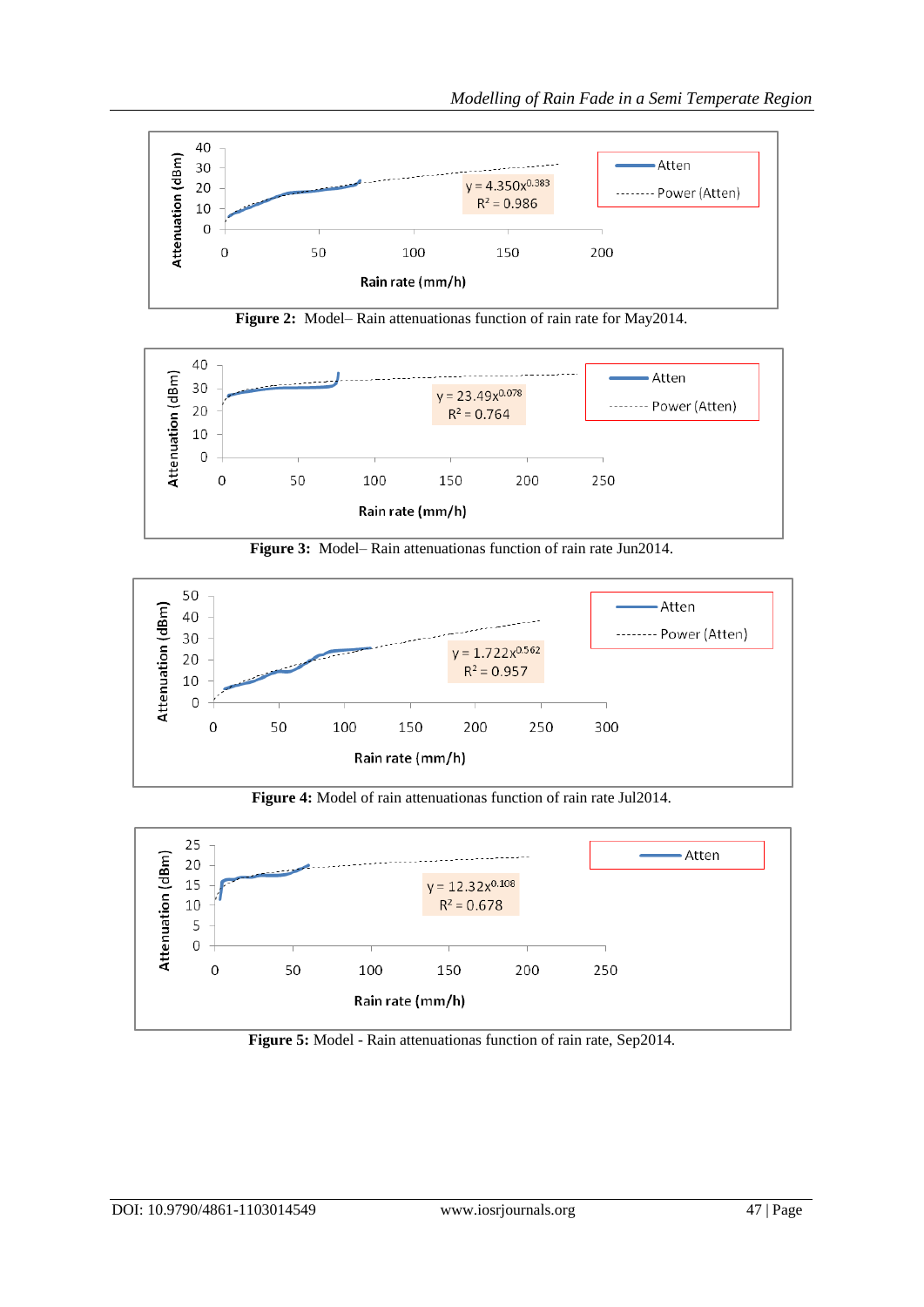Attenuation (dBm)

Rain rate (mm/h)

Atten

Power (Atten)

$y = 4.350x^{0.383}$

$R^2 = 0.986$

**Figure 2:** Model– Rain attenuationas function of rain rate for May2014.

Attenuation (dBm)

Rain rate (mm/h)

Atten

Power (Atten)

$y = 23.49x^{0.078}$

$R^2 = 0.764$

**Figure 3:** Model– Rain attenuationas function of rain rate Jun2014.

Attenuation (dBm)

Rain rate (mm/h)

Atten

Power (Atten)

$y = 1.722x^{0.562}$

$R^2 = 0.957$

**Figure 4:** Model of rain attenuationas function of rain rate Jul2014.

Attenuation (dBm)

Rain rate (mm/h)

Atten

$y = 12.32x^{0.108}$

$R^2 = 0.678$

**Figure 5:** Model - Rain attenuationas function of rain rate, Sep2014.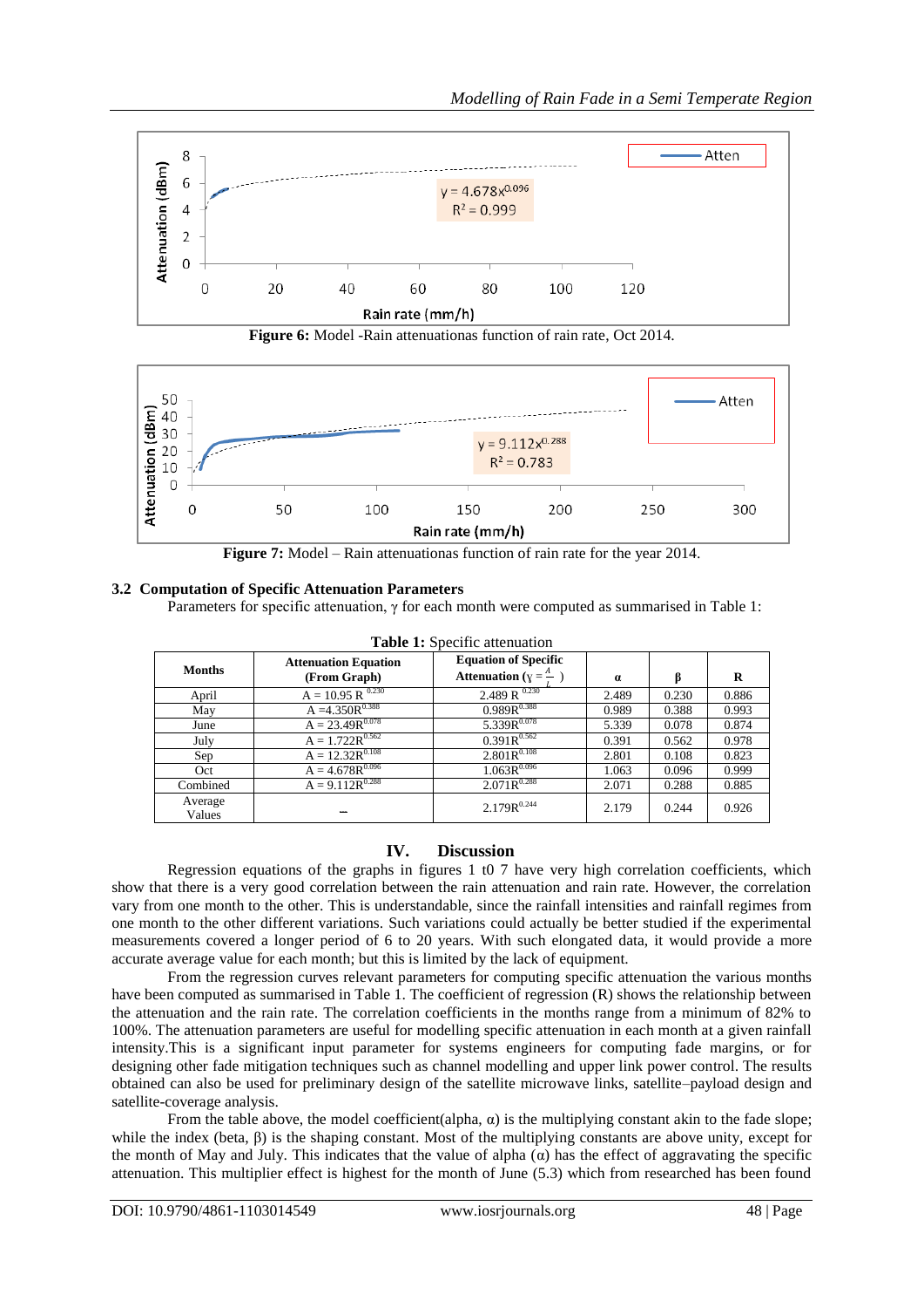Atten

y = 4.678x^0.096

R² = 0.999

Attenuation (dBm)

Rain rate (mm/h)

0 2 4 6 8

0 20 40 60 80 100 120

**Figure 6:** Model -Rain attenuationas function of rain rate, Oct 2014.

Atten

y = 9.112x^0.288

R² = 0.783

Attenuation (dBm)

Rain rate (mm/h)

0 10 20 30 40 50

0 50 100 150 200 250 300

**Figure 7:** Model – Rain attenuationas function of rain rate for the year 2014.

### 3.2 Computation of Specific Attenuation Parameters

Parameters for specific attenuation, γ for each month were computed as summarised in Table 1:

**Table 1:** Specific attenuation

| Months | Attenuation Equation (From Graph) | Equation of Specific Attenuation ($\gamma = \frac{A}{L}$ ) | α | β | R |
|---|---|---|---|---|---|
| April | $A = 10.95\ R^{0.230}$ | $2.489\ R^{0.230}$ | 2.489 | 0.230 | 0.886 |
| May | $A = 4.350R^{0.388}$ | $0.989R^{0.388}$ | 0.989 | 0.388 | 0.993 |
| June | $A = 23.49R^{0.078}$ | $5.339R^{0.078}$ | 5.339 | 0.078 | 0.874 |
| July | $A = 1.722R^{0.562}$ | $0.391R^{0.562}$ | 0.391 | 0.562 | 0.978 |
| Sep | $A = 12.32R^{0.108}$ | $2.801R^{0.108}$ | 2.801 | 0.108 | 0.823 |
| Oct | $A = 4.678R^{0.096}$ | $1.063R^{0.096}$ | 1.063 | 0.096 | 0.999 |
| Combined | $A = 9.112R^{0.288}$ | $2.071R^{0.288}$ | 2.071 | 0.288 | 0.885 |
| Average Values | -- | $2.179R^{0.244}$ | 2.179 | 0.244 | 0.926 |

## IV. Discussion

Regression equations of the graphs in figures 1 t0 7 have very high correlation coefficients, which show that there is a very good correlation between the rain attenuation and rain rate. However, the correlation vary from one month to the other. This is understandable, since the rainfall intensities and rainfall regimes from one month to the other different variations. Such variations could actually be better studied if the experimental measurements covered a longer period of 6 to 20 years. With such elongated data, it would provide a more accurate average value for each month; but this is limited by the lack of equipment.

From the regression curves relevant parameters for computing specific attenuation the various months have been computed as summarised in Table 1. The coefficient of regression (R) shows the relationship between the attenuation and the rain rate. The correlation coefficients in the months range from a minimum of 82% to 100%. The attenuation parameters are useful for modelling specific attenuation in each month at a given rainfall intensity.This is a significant input parameter for systems engineers for computing fade margins, or for designing other fade mitigation techniques such as channel modelling and upper link power control. The results obtained can also be used for preliminary design of the satellite microwave links, satellite–payload design and satellite-coverage analysis.

From the table above, the model coefficient(alpha, α) is the multiplying constant akin to the fade slope; while the index (beta, β) is the shaping constant. Most of the multiplying constants are above unity, except for the month of May and July. This indicates that the value of alpha (α) has the effect of aggravating the specific attenuation. This multiplier effect is highest for the month of June (5.3) which from researched has been found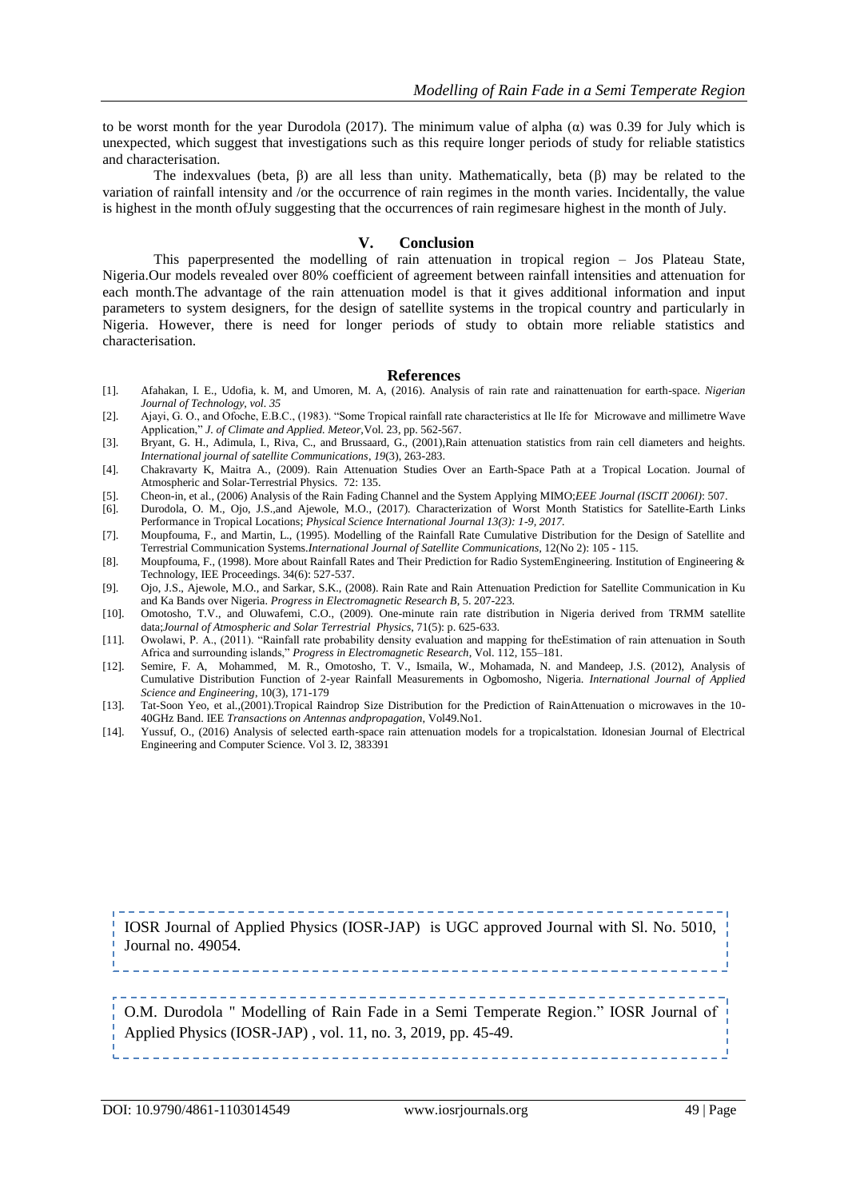to be worst month for the year Durodola (2017). The minimum value of alpha (α) was 0.39 for July which is unexpected, which suggest that investigations such as this require longer periods of study for reliable statistics and characterisation.

The indexvalues (beta, β) are all less than unity. Mathematically, beta (β) may be related to the variation of rainfall intensity and /or the occurrence of rain regimes in the month varies. Incidentally, the value is highest in the month ofJuly suggesting that the occurrences of rain regimesare highest in the month of July.

## V. Conclusion

This paperpresented the modelling of rain attenuation in tropical region – Jos Plateau State, Nigeria.Our models revealed over 80% coefficient of agreement between rainfall intensities and attenuation for each month.The advantage of the rain attenuation model is that it gives additional information and input parameters to system designers, for the design of satellite systems in the tropical country and particularly in Nigeria. However, there is need for longer periods of study to obtain more reliable statistics and characterisation.

## References

- [1]. Afahakan, I. E., Udofia, k. M, and Umoren, M. A, (2016). Analysis of rain rate and rainattenuation for earth-space. *Nigerian Journal of Technology, vol. 35*
- [2]. Ajayi, G. O., and Ofoche, E.B.C., (1983). "Some Tropical rainfall rate characteristics at Ile Ife for Microwave and millimetre Wave Application," *J. of Climate and Applied. Meteor,*Vol. 23, pp. 562-567.
- [3]. Bryant, G. H., Adimula, I., Riva, C., and Brussaard, G., (2001),Rain attenuation statistics from rain cell diameters and heights. *International journal of satellite Communications, 19*(3), 263-283.
- [4]. Chakravarty K, Maitra A., (2009). Rain Attenuation Studies Over an Earth-Space Path at a Tropical Location. Journal of Atmospheric and Solar-Terrestrial Physics. 72: 135.
- [5]. Cheon-in, et al., (2006) Analysis of the Rain Fading Channel and the System Applying MIMO;*EEE Journal (ISCIT 2006I)*: 507.
- [6]. Durodola, O. M., Ojo, J.S.,and Ajewole, M.O., (2017). Characterization of Worst Month Statistics for Satellite-Earth Links Performance in Tropical Locations; *Physical Science International Journal 13(3): 1-9, 2017.*
- [7]. Moupfouma, F., and Martin, L., (1995). Modelling of the Rainfall Rate Cumulative Distribution for the Design of Satellite and Terrestrial Communication Systems.*International Journal of Satellite Communications*, 12(No 2): 105 - 115.
- [8]. Moupfouma, F., (1998). More about Rainfall Rates and Their Prediction for Radio SystemEngineering. Institution of Engineering & Technology, IEE Proceedings. 34(6): 527-537.
- [9]. Ojo, J.S., Ajewole, M.O., and Sarkar, S.K., (2008). Rain Rate and Rain Attenuation Prediction for Satellite Communication in Ku and Ka Bands over Nigeria. *Progress in Electromagnetic Research B*, 5. 207-223.
- [10]. Omotosho, T.V., and Oluwafemi, C.O., (2009). One-minute rain rate distribution in Nigeria derived from TRMM satellite data;*Journal of Atmospheric and Solar Terrestrial Physics*, 71(5): p. 625-633.
- [11]. Owolawi, P. A., (2011). "Rainfall rate probability density evaluation and mapping for theEstimation of rain attenuation in South Africa and surrounding islands," *Progress in Electromagnetic Research*, Vol. 112, 155–181.
- [12]. Semire, F. A, Mohammed, M. R., Omotosho, T. V., Ismaila, W., Mohamada, N. and Mandeep, J.S. (2012), Analysis of Cumulative Distribution Function of 2-year Rainfall Measurements in Ogbomosho, Nigeria. *International Journal of Applied Science and Engineering*, 10(3), 171-179
- [13]. Tat-Soon Yeo, et al.,(2001).Tropical Raindrop Size Distribution for the Prediction of RainAttenuation o microwaves in the 10-40GHz Band. IEE *Transactions on Antennas andpropagation*, Vol49.No1.
- [14]. Yussuf, O., (2016) Analysis of selected earth-space rain attenuation models for a tropicalstation. Idonesian Journal of Electrical Engineering and Computer Science. Vol 3. I2, 383391

IOSR Journal of Applied Physics (IOSR-JAP) is UGC approved Journal with Sl. No. 5010, Journal no. 49054.

O.M. Durodola " Modelling of Rain Fade in a Semi Temperate Region." IOSR Journal of Applied Physics (IOSR-JAP) , vol. 11, no. 3, 2019, pp. 45-49.